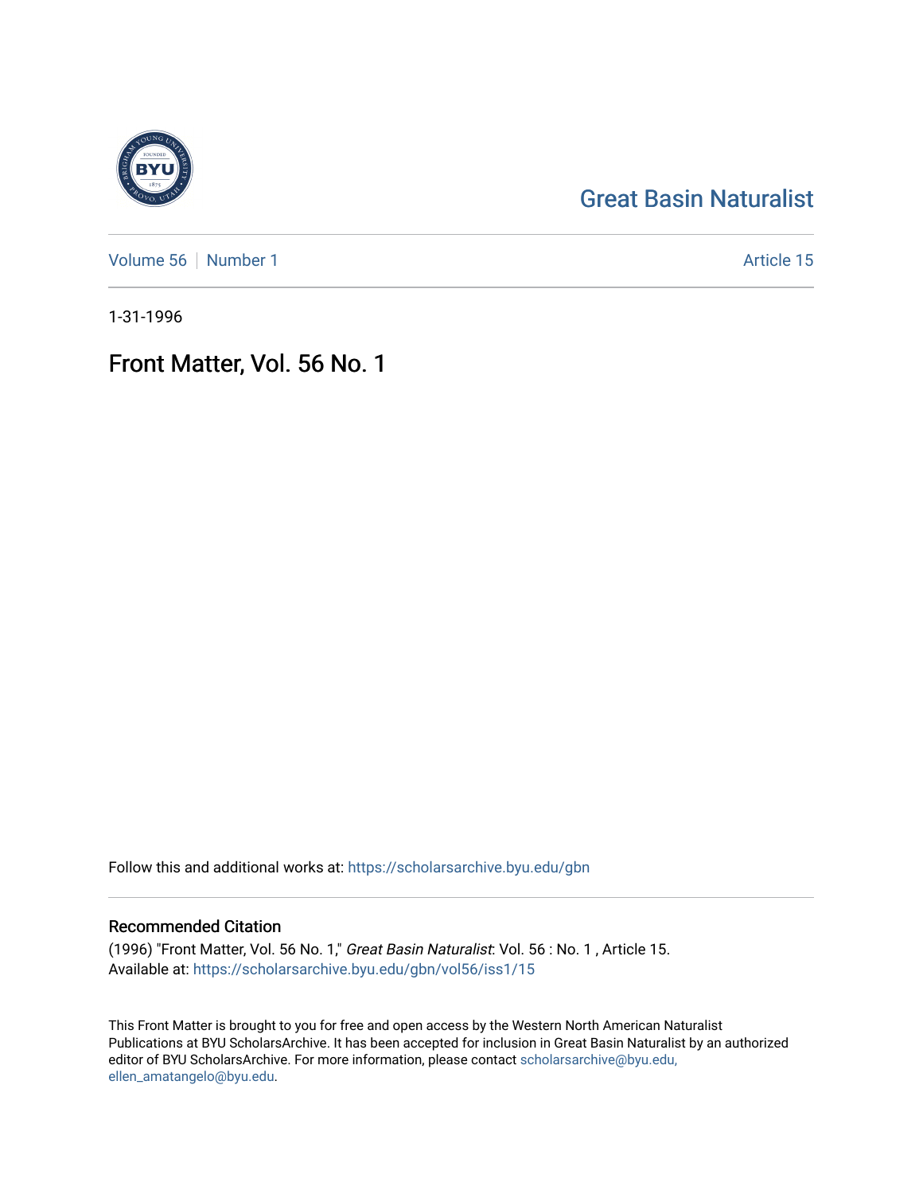Great Basin Naturalist

Volume 56 | Number 1 | Article 15

1-31-1996

# Front Matter, Vol. 56 No. 1

Follow this and additional works at: https://scholarsarchive.byu.edu/gbn

## Recommended Citation

(1996) "Front Matter, Vol. 56 No. 1," *Great Basin Naturalist*: Vol. 56 : No. 1 , Article 15.
Available at: https://scholarsarchive.byu.edu/gbn/vol56/iss1/15

This Front Matter is brought to you for free and open access by the Western North American Naturalist Publications at BYU ScholarsArchive. It has been accepted for inclusion in Great Basin Naturalist by an authorized editor of BYU ScholarsArchive. For more information, please contact scholarsarchive@byu.edu, ellen_amatangelo@byu.edu.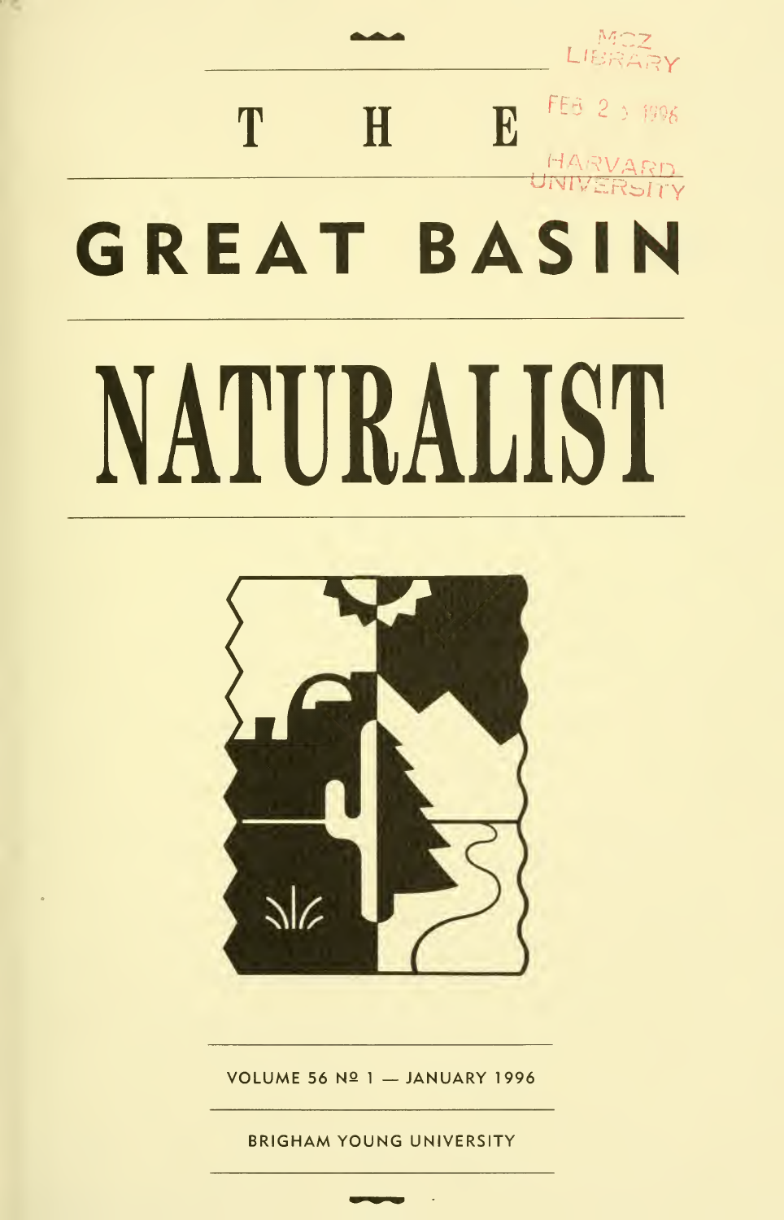# THE GREAT BASIN NATURALIST

MCZ LIBRARY

FEB 2 5 1996

HARVARD UNIVERSITY

VOLUME 56 Nº 1 — JANUARY 1996

BRIGHAM YOUNG UNIVERSITY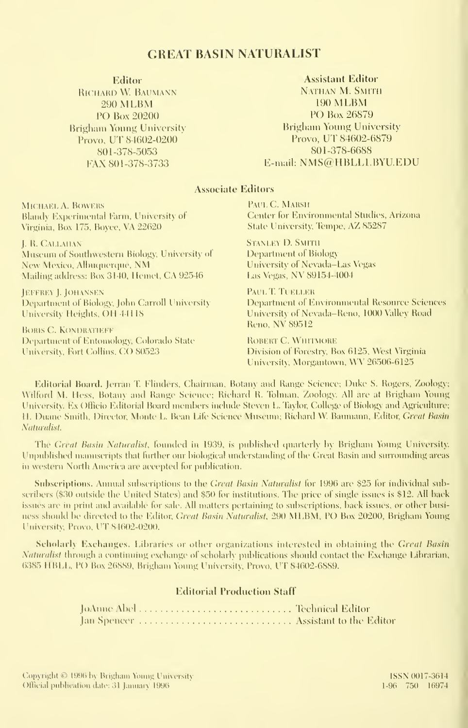# GREAT BASIN NATURALIST

**Editor**
Richard W. Baumann
290 MLBM
PO Box 20200
Brigham Young University
Provo, UT 84602-0200
801-378-5053
FAX 801-378-3733

**Assistant Editor**
Nathan M. Smith
190 MLBM
PO Box 26879
Brigham Young University
Provo, UT 84602-6879
801-378-6688
E-mail: NMS@HBLL1.BYU.EDU

## Associate Editors

Michael A. Bowers
Blandy Experimental Farm, University of Virginia, Box 175, Boyce, VA 22620

J. R. Callahan
Museum of Southwestern Biology, University of New Mexico, Albuquerque, NM
Mailing address: Box 3140, Hemet, CA 92546

Jeffrey J. Johansen
Department of Biology, John Carroll University
University Heights, OH 44118

Boris C. Kondratieff
Department of Entomology, Colorado State University, Fort Collins, CO 80523

Paul C. Marsh
Center for Environmental Studies, Arizona State University, Tempe, AZ 85287

Stanley D. Smith
Department of Biology
University of Nevada–Las Vegas
Las Vegas, NV 89154-4004

Paul T. Tueller
Department of Environmental Resource Sciences
University of Nevada–Reno, 1000 Valley Road
Reno, NV 89512

Robert C. Whitmore
Division of Forestry, Box 6125, West Virginia University, Morgantown, WV 26506-6125

**Editorial Board.** Jerran T. Flinders, Chairman, Botany and Range Science; Duke S. Rogers, Zoology; Wilford M. Hess, Botany and Range Science; Richard R. Tolman, Zoology. All are at Brigham Young University. Ex Officio Editorial Board members include Steven L. Taylor, College of Biology and Agriculture; H. Duane Smith, Director, Monte L. Bean Life Science Museum; Richard W. Baumann, Editor, *Great Basin Naturalist*.

The *Great Basin Naturalist*, founded in 1939, is published quarterly by Brigham Young University. Unpublished manuscripts that further our biological understanding of the Great Basin and surrounding areas in western North America are accepted for publication.

**Subscriptions.** Annual subscriptions to the *Great Basin Naturalist* for 1996 are $25 for individual subscribers ($30 outside the United States) and $50 for institutions. The price of single issues is $12. All back issues are in print and available for sale. All matters pertaining to subscriptions, back issues, or other business should be directed to the Editor, *Great Basin Naturalist*, 290 MLBM, PO Box 20200, Brigham Young University, Provo, UT 84602-0200.

**Scholarly Exchanges.** Libraries or other organizations interested in obtaining the *Great Basin Naturalist* through a continuing exchange of scholarly publications should contact the Exchange Librarian, 6385 HBLL, PO Box 26889, Brigham Young University, Provo, UT 84602-6889.

## Editorial Production Staff

JoAnne Abel .............................. Technical Editor
Jan Spencer .............................. Assistant to the Editor

Copyright © 1996 by Brigham Young University
Official publication date: 31 January 1996

ISSN 0017-3614
1-96 750 16974